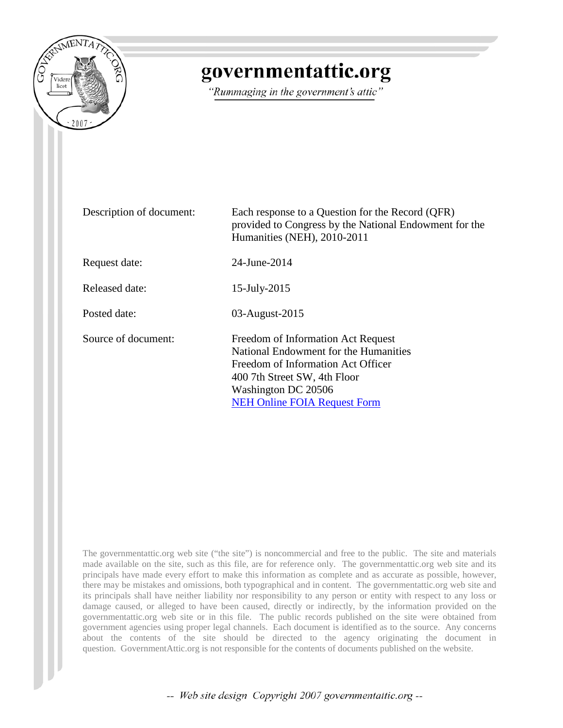# governmentattic.org

*"Rummaging in the government's attic"*

| | |
|---|---|
| Description of document: | Each response to a Question for the Record (QFR) provided to Congress by the National Endowment for the Humanities (NEH), 2010-2011 |
| Request date: | 24-June-2014 |
| Released date: | 15-July-2015 |
| Posted date: | 03-August-2015 |
| Source of document: | Freedom of Information Act Request<br>National Endowment for the Humanities<br>Freedom of Information Act Officer<br>400 7th Street SW, 4th Floor<br>Washington DC 20506<br>NEH Online FOIA Request Form |

The governmentattic.org web site ("the site") is noncommercial and free to the public. The site and materials made available on the site, such as this file, are for reference only. The governmentattic.org web site and its principals have made every effort to make this information as complete and as accurate as possible, however, there may be mistakes and omissions, both typographical and in content. The governmentattic.org web site and its principals shall have neither liability nor responsibility to any person or entity with respect to any loss or damage caused, or alleged to have been caused, directly or indirectly, by the information provided on the governmentattic.org web site or in this file. The public records published on the site were obtained from government agencies using proper legal channels. Each document is identified as to the source. Any concerns about the contents of the site should be directed to the agency originating the document in question. GovernmentAttic.org is not responsible for the contents of documents published on the website.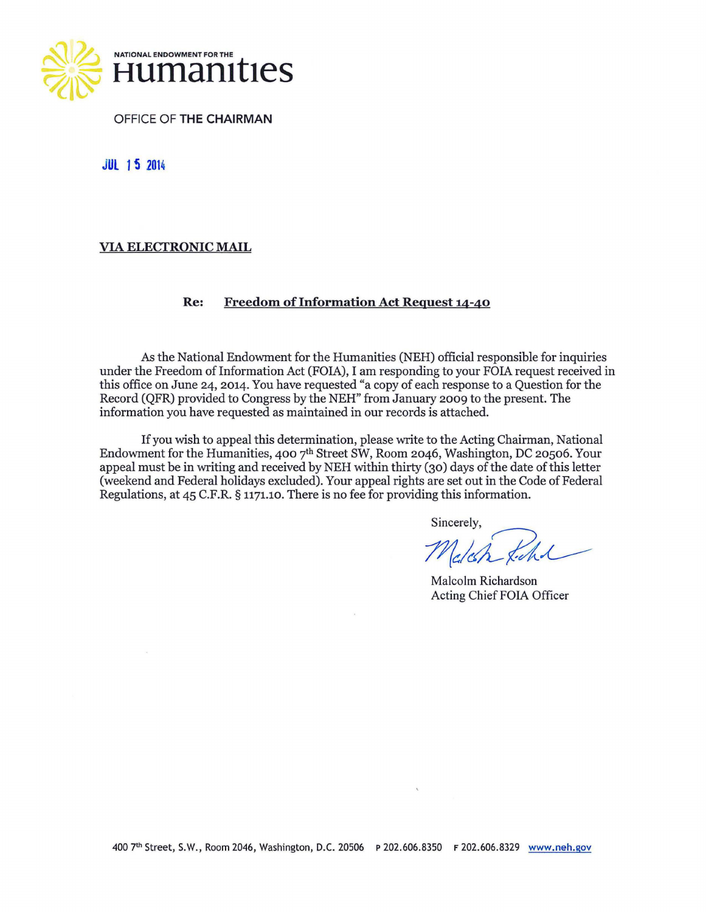NATIONAL ENDOWMENT FOR THE

# Humanities

OFFICE OF THE CHAIRMAN

JUL 15 2014

**VIA ELECTRONIC MAIL**

**Re: Freedom of Information Act Request 14-40**

As the National Endowment for the Humanities (NEH) official responsible for inquiries under the Freedom of Information Act (FOIA), I am responding to your FOIA request received in this office on June 24, 2014. You have requested "a copy of each response to a Question for the Record (QFR) provided to Congress by the NEH" from January 2009 to the present. The information you have requested as maintained in our records is attached.

If you wish to appeal this determination, please write to the Acting Chairman, National Endowment for the Humanities, 400 7th Street SW, Room 2046, Washington, DC 20506. Your appeal must be in writing and received by NEH within thirty (30) days of the date of this letter (weekend and Federal holidays excluded). Your appeal rights are set out in the Code of Federal Regulations, at 45 C.F.R. § 1171.10. There is no fee for providing this information.

Sincerely,

Malcolm Richardson
Acting Chief FOIA Officer

400 7th Street, S.W., Room 2046, Washington, D.C. 20506 P 202.606.8350 F 202.606.8329 www.neh.gov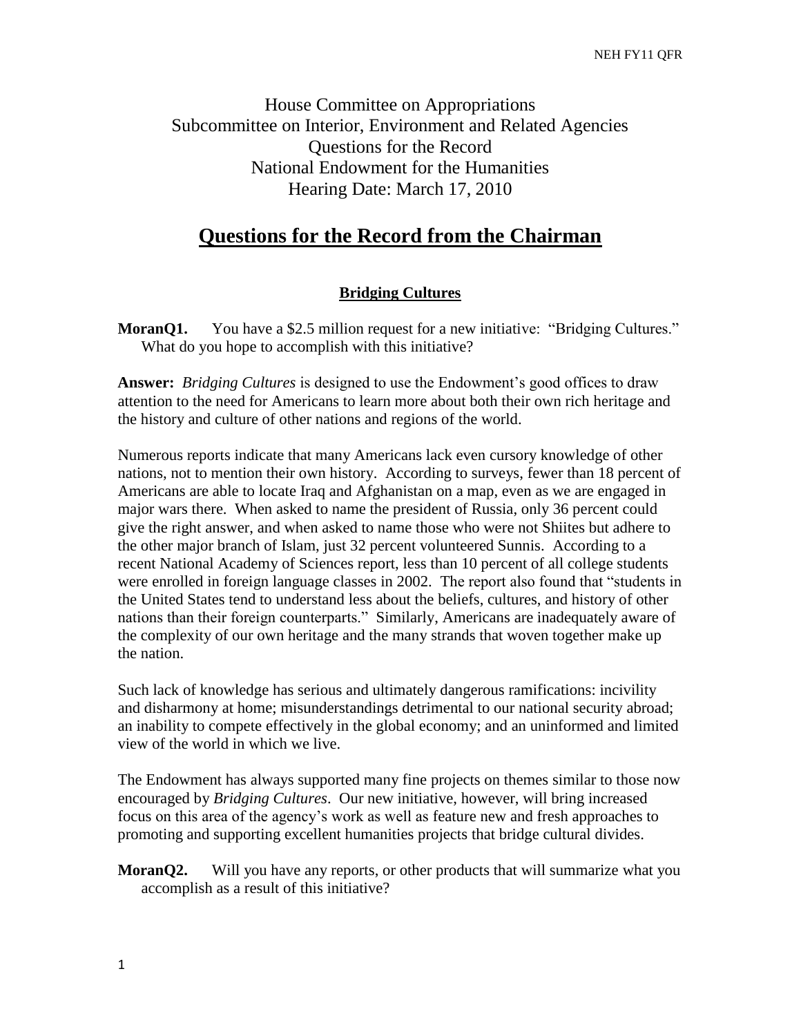House Committee on Appropriations
Subcommittee on Interior, Environment and Related Agencies
Questions for the Record
National Endowment for the Humanities
Hearing Date: March 17, 2010

# Questions for the Record from the Chairman

## Bridging Cultures

**MoranQ1.** You have a $2.5 million request for a new initiative: "Bridging Cultures." What do you hope to accomplish with this initiative?

**Answer:** *Bridging Cultures* is designed to use the Endowment's good offices to draw attention to the need for Americans to learn more about both their own rich heritage and the history and culture of other nations and regions of the world.

Numerous reports indicate that many Americans lack even cursory knowledge of other nations, not to mention their own history. According to surveys, fewer than 18 percent of Americans are able to locate Iraq and Afghanistan on a map, even as we are engaged in major wars there. When asked to name the president of Russia, only 36 percent could give the right answer, and when asked to name those who were not Shiites but adhere to the other major branch of Islam, just 32 percent volunteered Sunnis. According to a recent National Academy of Sciences report, less than 10 percent of all college students were enrolled in foreign language classes in 2002. The report also found that "students in the United States tend to understand less about the beliefs, cultures, and history of other nations than their foreign counterparts." Similarly, Americans are inadequately aware of the complexity of our own heritage and the many strands that woven together make up the nation.

Such lack of knowledge has serious and ultimately dangerous ramifications: incivility and disharmony at home; misunderstandings detrimental to our national security abroad; an inability to compete effectively in the global economy; and an uninformed and limited view of the world in which we live.

The Endowment has always supported many fine projects on themes similar to those now encouraged by *Bridging Cultures*. Our new initiative, however, will bring increased focus on this area of the agency's work as well as feature new and fresh approaches to promoting and supporting excellent humanities projects that bridge cultural divides.

**MoranQ2.** Will you have any reports, or other products that will summarize what you accomplish as a result of this initiative?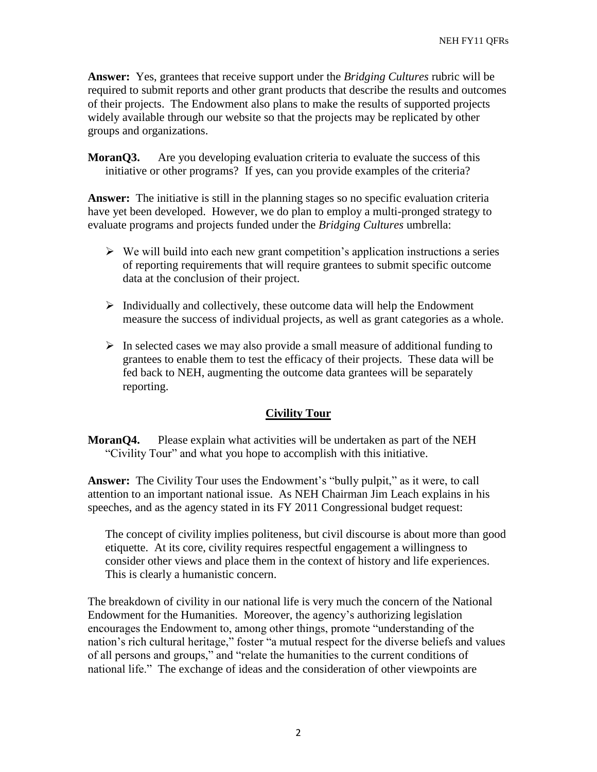**Answer:** Yes, grantees that receive support under the *Bridging Cultures* rubric will be required to submit reports and other grant products that describe the results and outcomes of their projects. The Endowment also plans to make the results of supported projects widely available through our website so that the projects may be replicated by other groups and organizations.

**MoranQ3.** Are you developing evaluation criteria to evaluate the success of this initiative or other programs? If yes, can you provide examples of the criteria?

**Answer:** The initiative is still in the planning stages so no specific evaluation criteria have yet been developed. However, we do plan to employ a multi-pronged strategy to evaluate programs and projects funded under the *Bridging Cultures* umbrella:

- We will build into each new grant competition's application instructions a series of reporting requirements that will require grantees to submit specific outcome data at the conclusion of their project.
- Individually and collectively, these outcome data will help the Endowment measure the success of individual projects, as well as grant categories as a whole.
- In selected cases we may also provide a small measure of additional funding to grantees to enable them to test the efficacy of their projects. These data will be fed back to NEH, augmenting the outcome data grantees will be separately reporting.

## Civility Tour

**MoranQ4.** Please explain what activities will be undertaken as part of the NEH "Civility Tour" and what you hope to accomplish with this initiative.

**Answer:** The Civility Tour uses the Endowment's "bully pulpit," as it were, to call attention to an important national issue. As NEH Chairman Jim Leach explains in his speeches, and as the agency stated in its FY 2011 Congressional budget request:

> The concept of civility implies politeness, but civil discourse is about more than good etiquette. At its core, civility requires respectful engagement a willingness to consider other views and place them in the context of history and life experiences. This is clearly a humanistic concern.

The breakdown of civility in our national life is very much the concern of the National Endowment for the Humanities. Moreover, the agency's authorizing legislation encourages the Endowment to, among other things, promote "understanding of the nation's rich cultural heritage," foster "a mutual respect for the diverse beliefs and values of all persons and groups," and "relate the humanities to the current conditions of national life." The exchange of ideas and the consideration of other viewpoints are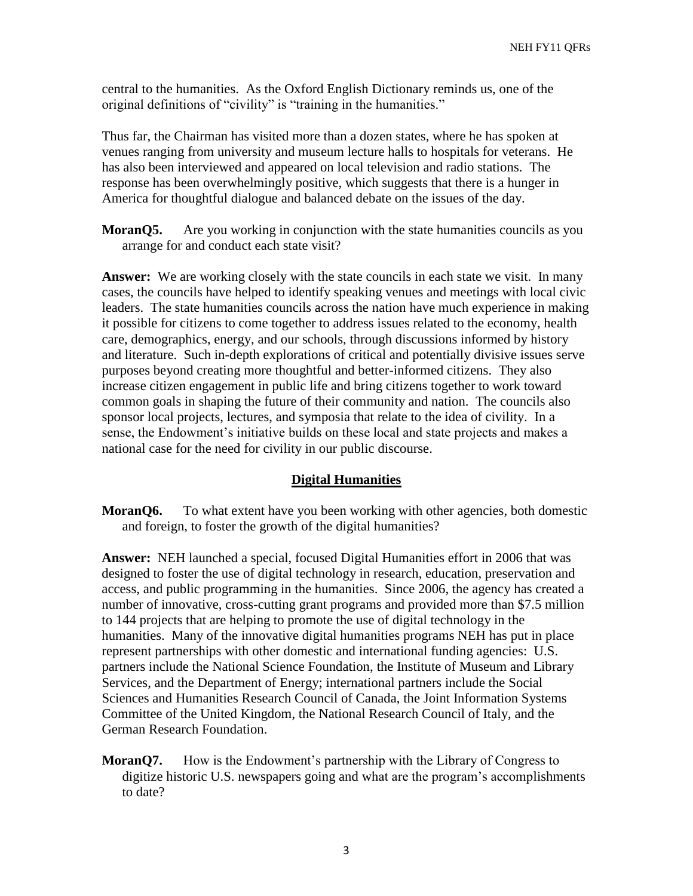central to the humanities. As the Oxford English Dictionary reminds us, one of the original definitions of "civility" is "training in the humanities."

Thus far, the Chairman has visited more than a dozen states, where he has spoken at venues ranging from university and museum lecture halls to hospitals for veterans. He has also been interviewed and appeared on local television and radio stations. The response has been overwhelmingly positive, which suggests that there is a hunger in America for thoughtful dialogue and balanced debate on the issues of the day.

**MoranQ5.** Are you working in conjunction with the state humanities councils as you arrange for and conduct each state visit?

**Answer:** We are working closely with the state councils in each state we visit. In many cases, the councils have helped to identify speaking venues and meetings with local civic leaders. The state humanities councils across the nation have much experience in making it possible for citizens to come together to address issues related to the economy, health care, demographics, energy, and our schools, through discussions informed by history and literature. Such in-depth explorations of critical and potentially divisive issues serve purposes beyond creating more thoughtful and better-informed citizens. They also increase citizen engagement in public life and bring citizens together to work toward common goals in shaping the future of their community and nation. The councils also sponsor local projects, lectures, and symposia that relate to the idea of civility. In a sense, the Endowment's initiative builds on these local and state projects and makes a national case for the need for civility in our public discourse.

## Digital Humanities

**MoranQ6.** To what extent have you been working with other agencies, both domestic and foreign, to foster the growth of the digital humanities?

**Answer:** NEH launched a special, focused Digital Humanities effort in 2006 that was designed to foster the use of digital technology in research, education, preservation and access, and public programming in the humanities. Since 2006, the agency has created a number of innovative, cross-cutting grant programs and provided more than $7.5 million to 144 projects that are helping to promote the use of digital technology in the humanities. Many of the innovative digital humanities programs NEH has put in place represent partnerships with other domestic and international funding agencies: U.S. partners include the National Science Foundation, the Institute of Museum and Library Services, and the Department of Energy; international partners include the Social Sciences and Humanities Research Council of Canada, the Joint Information Systems Committee of the United Kingdom, the National Research Council of Italy, and the German Research Foundation.

**MoranQ7.** How is the Endowment's partnership with the Library of Congress to digitize historic U.S. newspapers going and what are the program's accomplishments to date?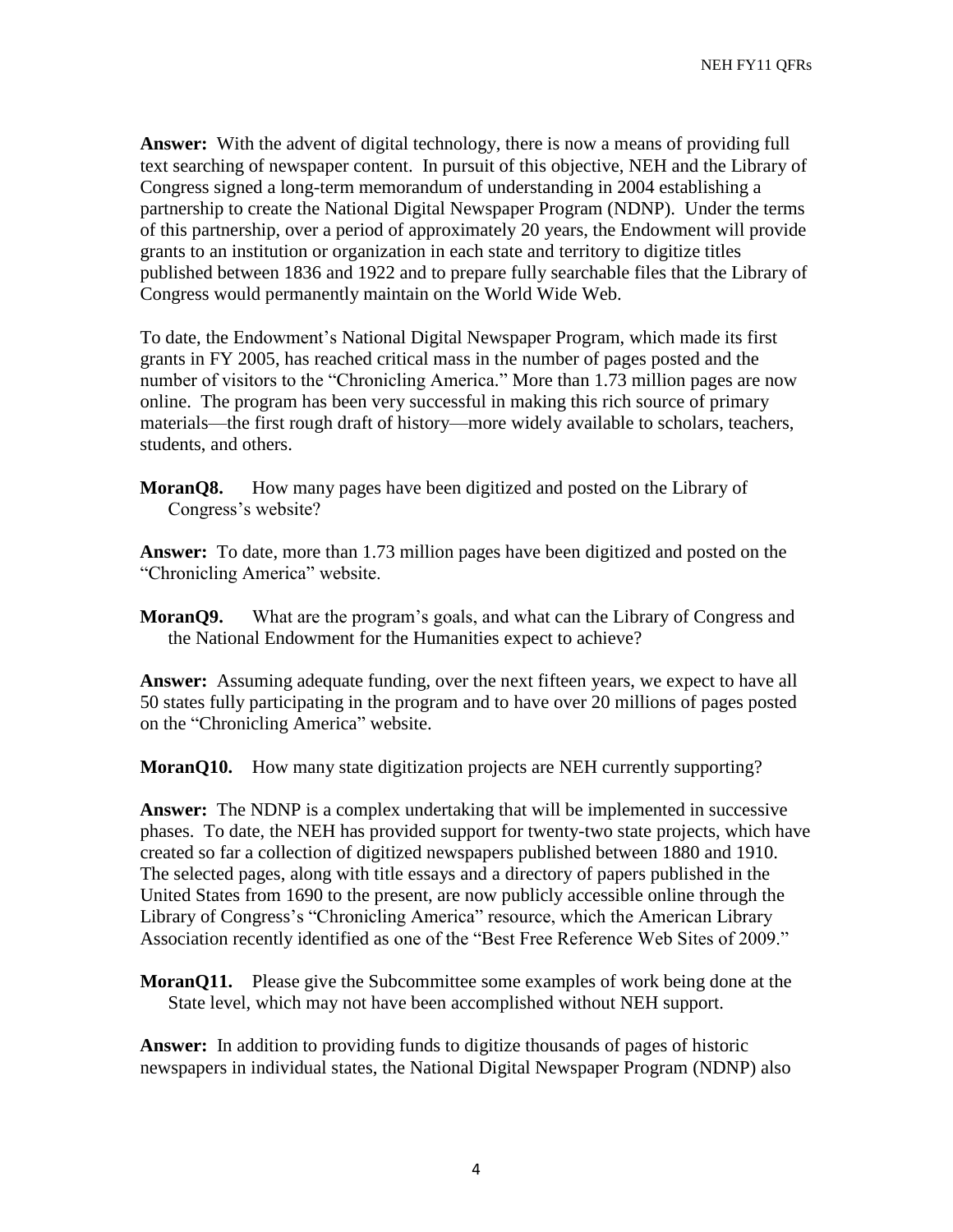**Answer:** With the advent of digital technology, there is now a means of providing full text searching of newspaper content. In pursuit of this objective, NEH and the Library of Congress signed a long-term memorandum of understanding in 2004 establishing a partnership to create the National Digital Newspaper Program (NDNP). Under the terms of this partnership, over a period of approximately 20 years, the Endowment will provide grants to an institution or organization in each state and territory to digitize titles published between 1836 and 1922 and to prepare fully searchable files that the Library of Congress would permanently maintain on the World Wide Web.

To date, the Endowment's National Digital Newspaper Program, which made its first grants in FY 2005, has reached critical mass in the number of pages posted and the number of visitors to the "Chronicling America." More than 1.73 million pages are now online. The program has been very successful in making this rich source of primary materials—the first rough draft of history—more widely available to scholars, teachers, students, and others.

**MoranQ8.** How many pages have been digitized and posted on the Library of Congress's website?

**Answer:** To date, more than 1.73 million pages have been digitized and posted on the "Chronicling America" website.

**MoranQ9.** What are the program's goals, and what can the Library of Congress and the National Endowment for the Humanities expect to achieve?

**Answer:** Assuming adequate funding, over the next fifteen years, we expect to have all 50 states fully participating in the program and to have over 20 millions of pages posted on the "Chronicling America" website.

**MoranQ10.** How many state digitization projects are NEH currently supporting?

**Answer:** The NDNP is a complex undertaking that will be implemented in successive phases. To date, the NEH has provided support for twenty-two state projects, which have created so far a collection of digitized newspapers published between 1880 and 1910. The selected pages, along with title essays and a directory of papers published in the United States from 1690 to the present, are now publicly accessible online through the Library of Congress's "Chronicling America" resource, which the American Library Association recently identified as one of the "Best Free Reference Web Sites of 2009."

**MoranQ11.** Please give the Subcommittee some examples of work being done at the State level, which may not have been accomplished without NEH support.

**Answer:** In addition to providing funds to digitize thousands of pages of historic newspapers in individual states, the National Digital Newspaper Program (NDNP) also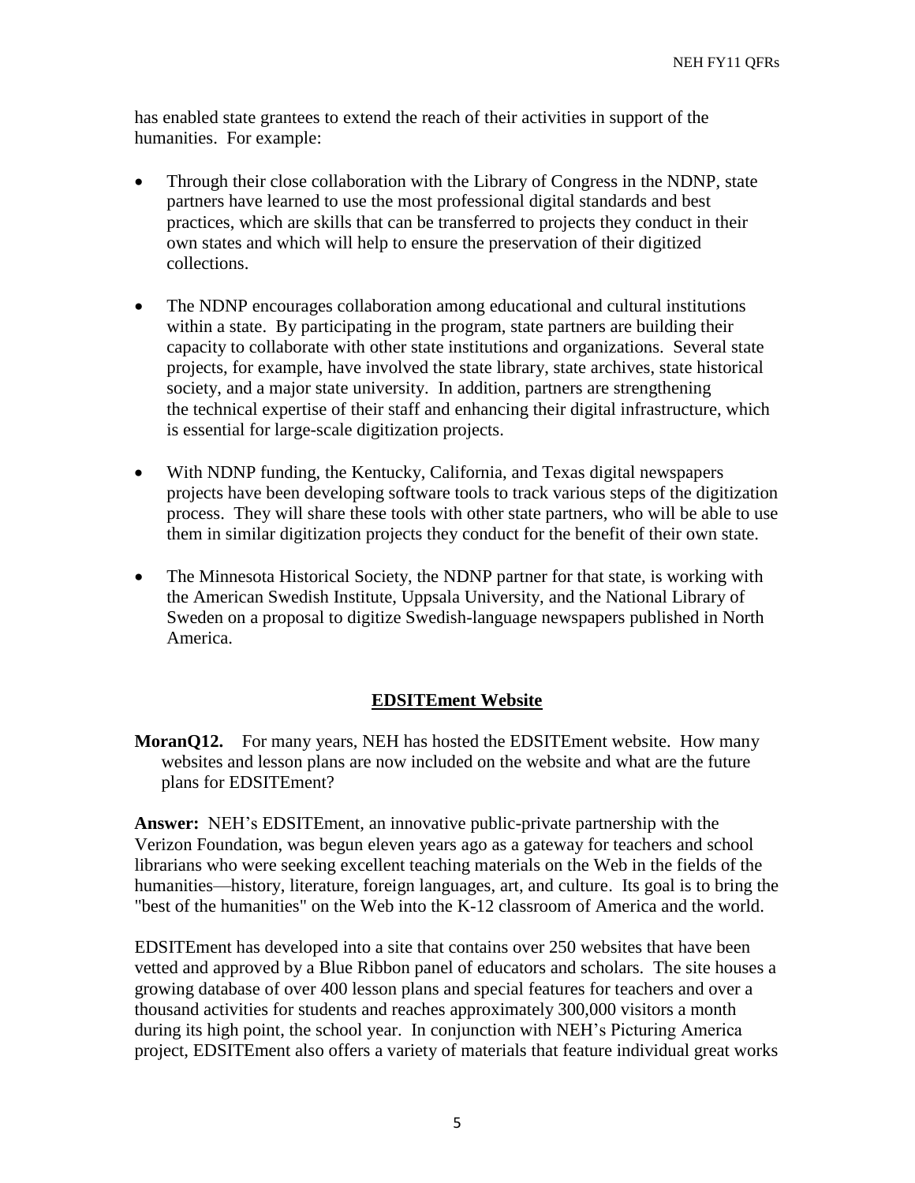has enabled state grantees to extend the reach of their activities in support of the humanities. For example:

- Through their close collaboration with the Library of Congress in the NDNP, state partners have learned to use the most professional digital standards and best practices, which are skills that can be transferred to projects they conduct in their own states and which will help to ensure the preservation of their digitized collections.
- The NDNP encourages collaboration among educational and cultural institutions within a state. By participating in the program, state partners are building their capacity to collaborate with other state institutions and organizations. Several state projects, for example, have involved the state library, state archives, state historical society, and a major state university. In addition, partners are strengthening the technical expertise of their staff and enhancing their digital infrastructure, which is essential for large-scale digitization projects.
- With NDNP funding, the Kentucky, California, and Texas digital newspapers projects have been developing software tools to track various steps of the digitization process. They will share these tools with other state partners, who will be able to use them in similar digitization projects they conduct for the benefit of their own state.
- The Minnesota Historical Society, the NDNP partner for that state, is working with the American Swedish Institute, Uppsala University, and the National Library of Sweden on a proposal to digitize Swedish-language newspapers published in North America.

## EDSITEment Website

**MoranQ12.** For many years, NEH has hosted the EDSITEment website. How many websites and lesson plans are now included on the website and what are the future plans for EDSITEment?

**Answer:** NEH's EDSITEment, an innovative public-private partnership with the Verizon Foundation, was begun eleven years ago as a gateway for teachers and school librarians who were seeking excellent teaching materials on the Web in the fields of the humanities—history, literature, foreign languages, art, and culture. Its goal is to bring the "best of the humanities" on the Web into the K-12 classroom of America and the world.

EDSITEment has developed into a site that contains over 250 websites that have been vetted and approved by a Blue Ribbon panel of educators and scholars. The site houses a growing database of over 400 lesson plans and special features for teachers and over a thousand activities for students and reaches approximately 300,000 visitors a month during its high point, the school year. In conjunction with NEH's Picturing America project, EDSITEment also offers a variety of materials that feature individual great works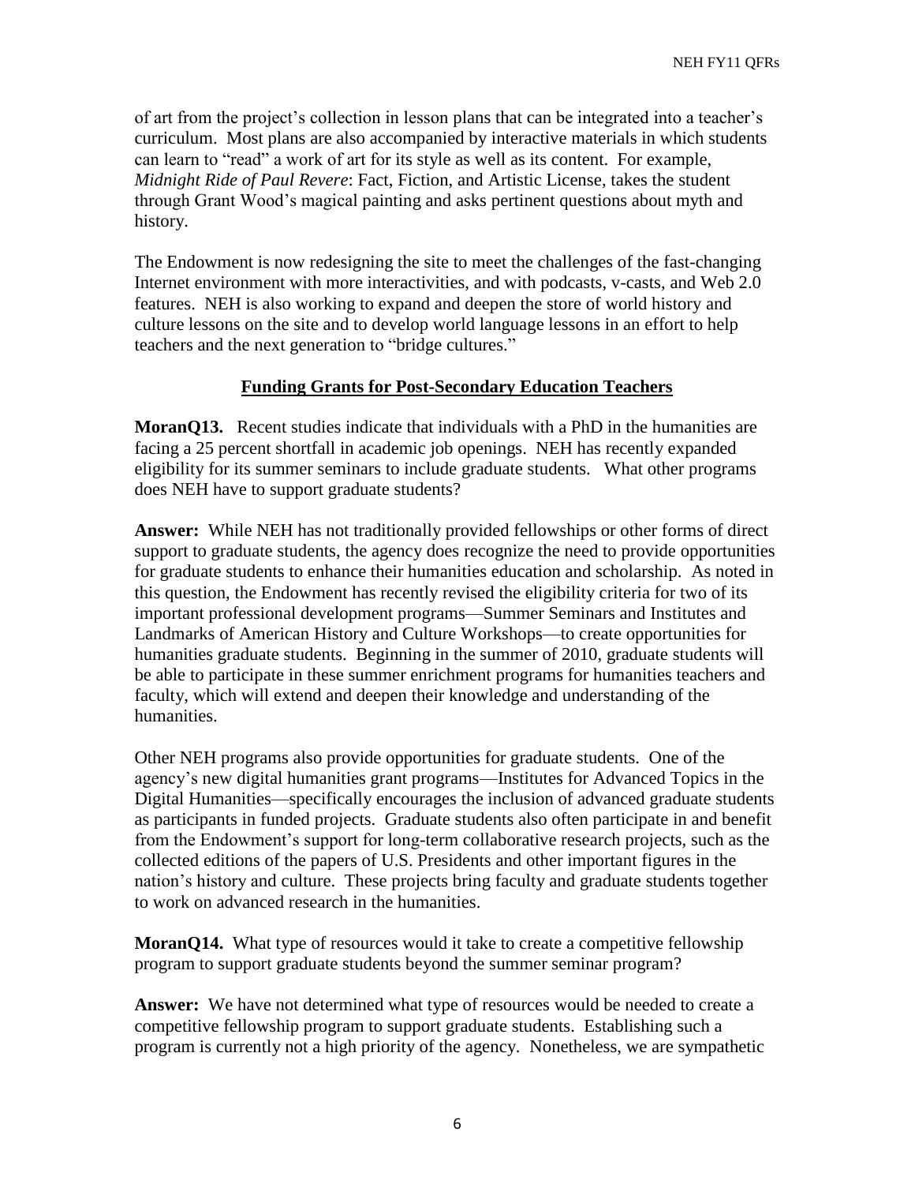of art from the project's collection in lesson plans that can be integrated into a teacher's curriculum. Most plans are also accompanied by interactive materials in which students can learn to "read" a work of art for its style as well as its content. For example, *Midnight Ride of Paul Revere*: Fact, Fiction, and Artistic License, takes the student through Grant Wood's magical painting and asks pertinent questions about myth and history.

The Endowment is now redesigning the site to meet the challenges of the fast-changing Internet environment with more interactivities, and with podcasts, v-casts, and Web 2.0 features. NEH is also working to expand and deepen the store of world history and culture lessons on the site and to develop world language lessons in an effort to help teachers and the next generation to "bridge cultures."

## Funding Grants for Post-Secondary Education Teachers

**MoranQ13.** Recent studies indicate that individuals with a PhD in the humanities are facing a 25 percent shortfall in academic job openings. NEH has recently expanded eligibility for its summer seminars to include graduate students. What other programs does NEH have to support graduate students?

**Answer:** While NEH has not traditionally provided fellowships or other forms of direct support to graduate students, the agency does recognize the need to provide opportunities for graduate students to enhance their humanities education and scholarship. As noted in this question, the Endowment has recently revised the eligibility criteria for two of its important professional development programs—Summer Seminars and Institutes and Landmarks of American History and Culture Workshops—to create opportunities for humanities graduate students. Beginning in the summer of 2010, graduate students will be able to participate in these summer enrichment programs for humanities teachers and faculty, which will extend and deepen their knowledge and understanding of the humanities.

Other NEH programs also provide opportunities for graduate students. One of the agency's new digital humanities grant programs—Institutes for Advanced Topics in the Digital Humanities—specifically encourages the inclusion of advanced graduate students as participants in funded projects. Graduate students also often participate in and benefit from the Endowment's support for long-term collaborative research projects, such as the collected editions of the papers of U.S. Presidents and other important figures in the nation's history and culture. These projects bring faculty and graduate students together to work on advanced research in the humanities.

**MoranQ14.** What type of resources would it take to create a competitive fellowship program to support graduate students beyond the summer seminar program?

**Answer:** We have not determined what type of resources would be needed to create a competitive fellowship program to support graduate students. Establishing such a program is currently not a high priority of the agency. Nonetheless, we are sympathetic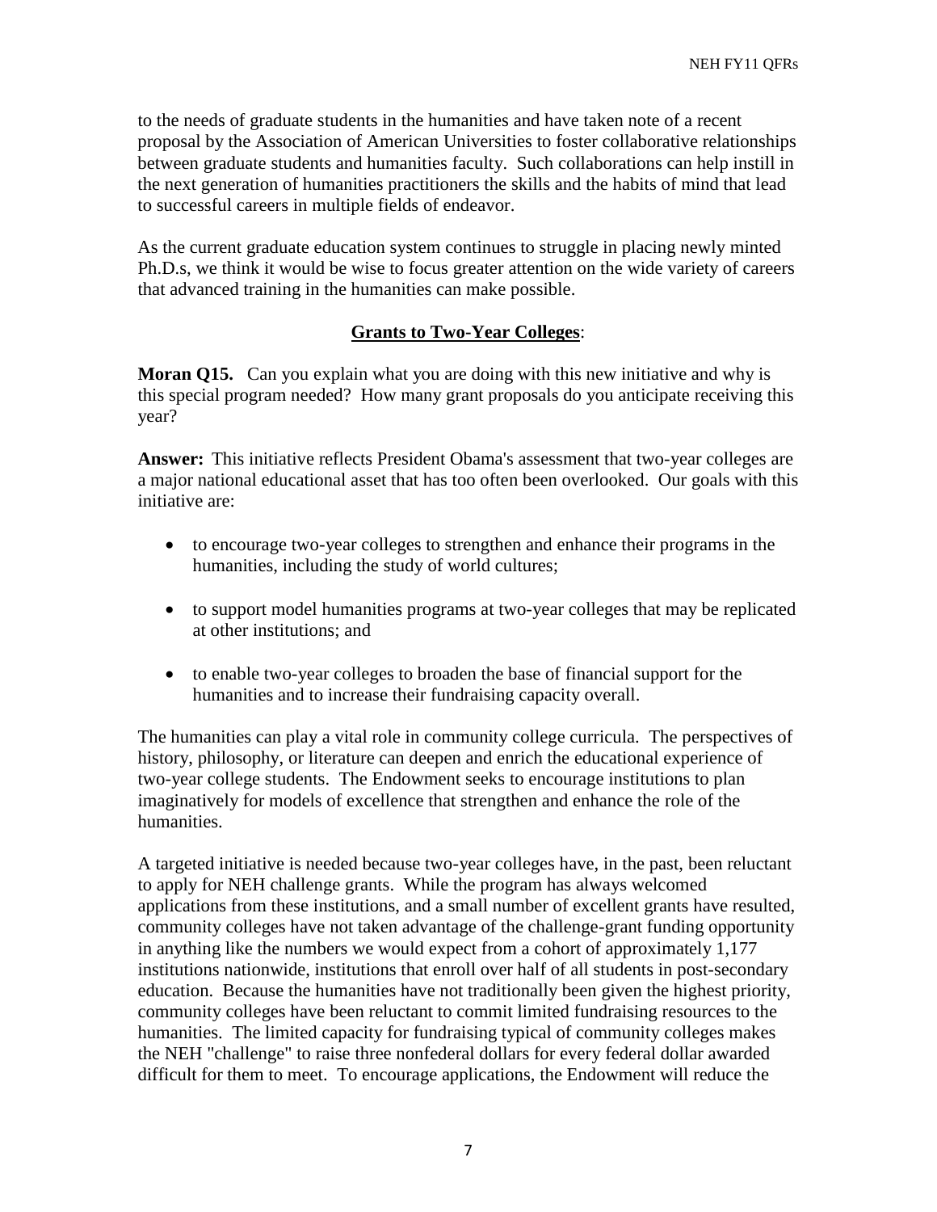to the needs of graduate students in the humanities and have taken note of a recent proposal by the Association of American Universities to foster collaborative relationships between graduate students and humanities faculty. Such collaborations can help instill in the next generation of humanities practitioners the skills and the habits of mind that lead to successful careers in multiple fields of endeavor.

As the current graduate education system continues to struggle in placing newly minted Ph.D.s, we think it would be wise to focus greater attention on the wide variety of careers that advanced training in the humanities can make possible.

## Grants to Two-Year Colleges:

**Moran Q15.** Can you explain what you are doing with this new initiative and why is this special program needed? How many grant proposals do you anticipate receiving this year?

**Answer:** This initiative reflects President Obama's assessment that two-year colleges are a major national educational asset that has too often been overlooked. Our goals with this initiative are:

- to encourage two-year colleges to strengthen and enhance their programs in the humanities, including the study of world cultures;
- to support model humanities programs at two-year colleges that may be replicated at other institutions; and
- to enable two-year colleges to broaden the base of financial support for the humanities and to increase their fundraising capacity overall.

The humanities can play a vital role in community college curricula. The perspectives of history, philosophy, or literature can deepen and enrich the educational experience of two-year college students. The Endowment seeks to encourage institutions to plan imaginatively for models of excellence that strengthen and enhance the role of the humanities.

A targeted initiative is needed because two-year colleges have, in the past, been reluctant to apply for NEH challenge grants. While the program has always welcomed applications from these institutions, and a small number of excellent grants have resulted, community colleges have not taken advantage of the challenge-grant funding opportunity in anything like the numbers we would expect from a cohort of approximately 1,177 institutions nationwide, institutions that enroll over half of all students in post-secondary education. Because the humanities have not traditionally been given the highest priority, community colleges have been reluctant to commit limited fundraising resources to the humanities. The limited capacity for fundraising typical of community colleges makes the NEH "challenge" to raise three nonfederal dollars for every federal dollar awarded difficult for them to meet. To encourage applications, the Endowment will reduce the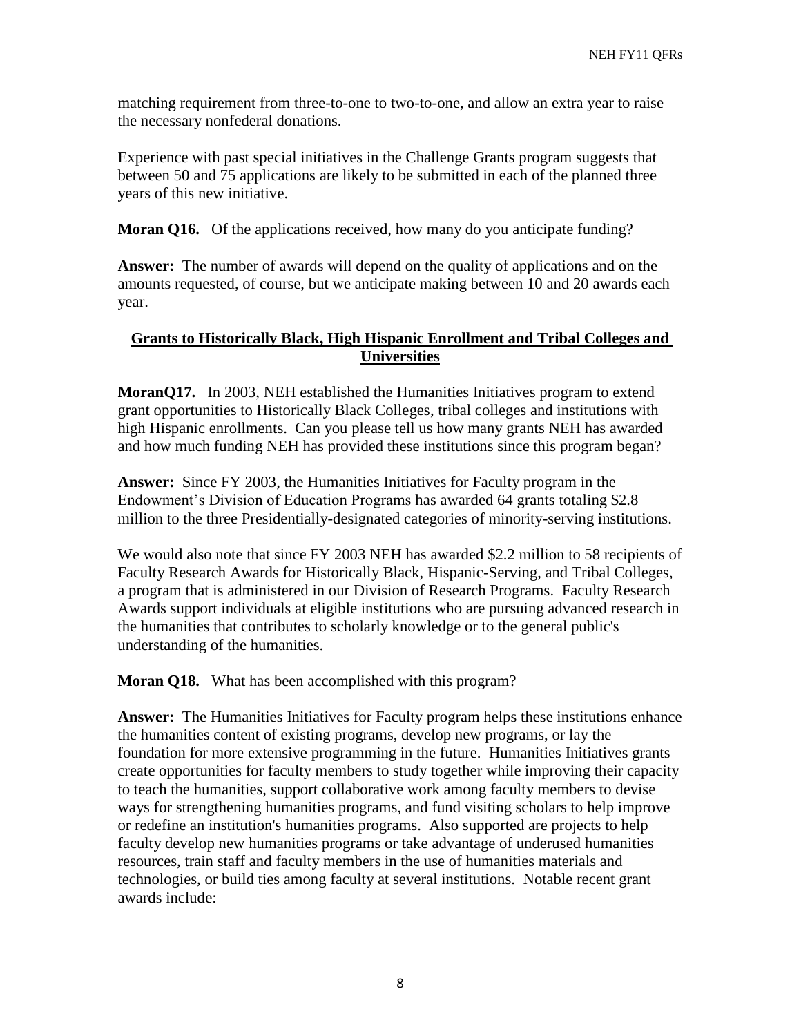matching requirement from three-to-one to two-to-one, and allow an extra year to raise the necessary nonfederal donations.

Experience with past special initiatives in the Challenge Grants program suggests that between 50 and 75 applications are likely to be submitted in each of the planned three years of this new initiative.

**Moran Q16.** Of the applications received, how many do you anticipate funding?

**Answer:** The number of awards will depend on the quality of applications and on the amounts requested, of course, but we anticipate making between 10 and 20 awards each year.

## Grants to Historically Black, High Hispanic Enrollment and Tribal Colleges and Universities

**MoranQ17.** In 2003, NEH established the Humanities Initiatives program to extend grant opportunities to Historically Black Colleges, tribal colleges and institutions with high Hispanic enrollments. Can you please tell us how many grants NEH has awarded and how much funding NEH has provided these institutions since this program began?

**Answer:** Since FY 2003, the Humanities Initiatives for Faculty program in the Endowment's Division of Education Programs has awarded 64 grants totaling $2.8 million to the three Presidentially-designated categories of minority-serving institutions.

We would also note that since FY 2003 NEH has awarded $2.2 million to 58 recipients of Faculty Research Awards for Historically Black, Hispanic-Serving, and Tribal Colleges, a program that is administered in our Division of Research Programs. Faculty Research Awards support individuals at eligible institutions who are pursuing advanced research in the humanities that contributes to scholarly knowledge or to the general public's understanding of the humanities.

**Moran Q18.** What has been accomplished with this program?

**Answer:** The Humanities Initiatives for Faculty program helps these institutions enhance the humanities content of existing programs, develop new programs, or lay the foundation for more extensive programming in the future. Humanities Initiatives grants create opportunities for faculty members to study together while improving their capacity to teach the humanities, support collaborative work among faculty members to devise ways for strengthening humanities programs, and fund visiting scholars to help improve or redefine an institution's humanities programs. Also supported are projects to help faculty develop new humanities programs or take advantage of underused humanities resources, train staff and faculty members in the use of humanities materials and technologies, or build ties among faculty at several institutions. Notable recent grant awards include: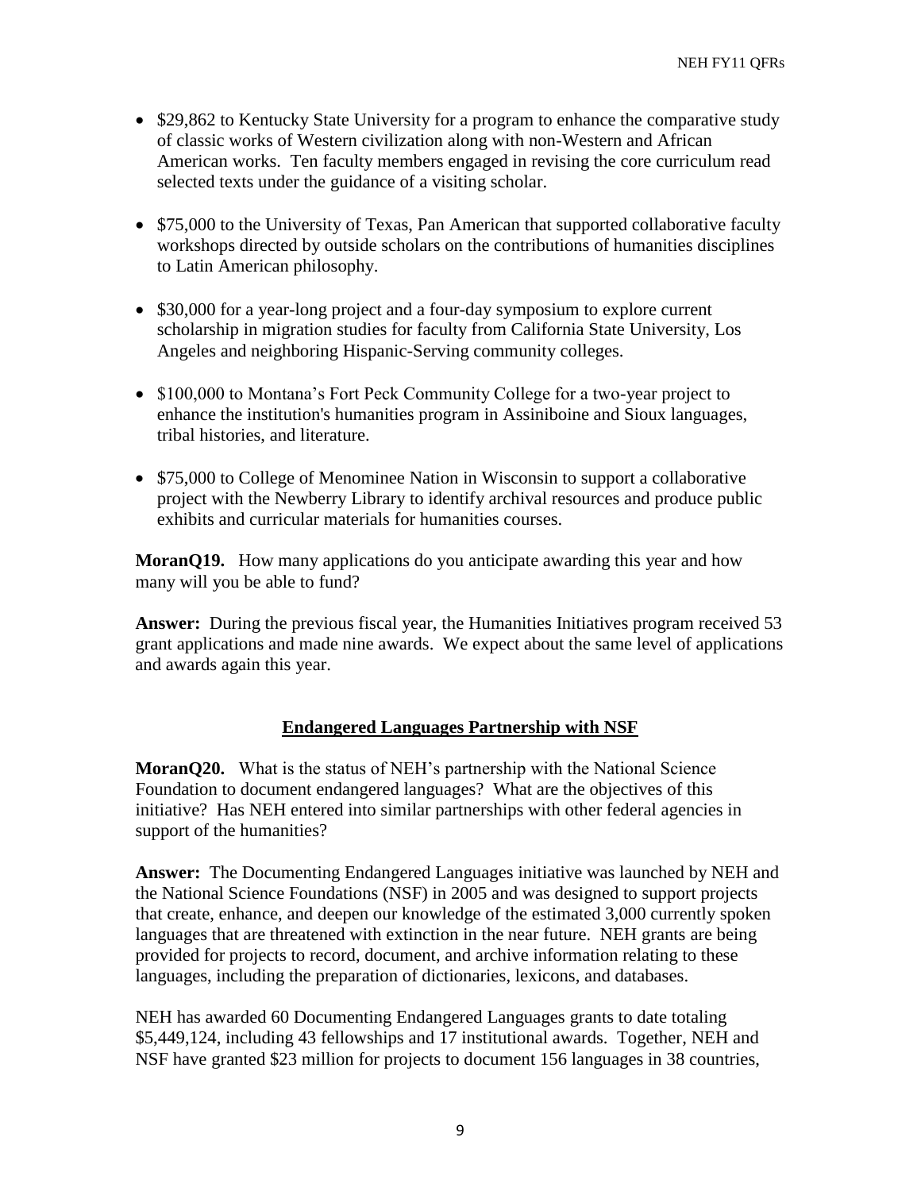- $29,862 to Kentucky State University for a program to enhance the comparative study of classic works of Western civilization along with non-Western and African American works. Ten faculty members engaged in revising the core curriculum read selected texts under the guidance of a visiting scholar.

- $75,000 to the University of Texas, Pan American that supported collaborative faculty workshops directed by outside scholars on the contributions of humanities disciplines to Latin American philosophy.

- $30,000 for a year-long project and a four-day symposium to explore current scholarship in migration studies for faculty from California State University, Los Angeles and neighboring Hispanic-Serving community colleges.

- $100,000 to Montana's Fort Peck Community College for a two-year project to enhance the institution's humanities program in Assiniboine and Sioux languages, tribal histories, and literature.

- $75,000 to College of Menominee Nation in Wisconsin to support a collaborative project with the Newberry Library to identify archival resources and produce public exhibits and curricular materials for humanities courses.

**MoranQ19.** How many applications do you anticipate awarding this year and how many will you be able to fund?

**Answer:** During the previous fiscal year, the Humanities Initiatives program received 53 grant applications and made nine awards. We expect about the same level of applications and awards again this year.

## Endangered Languages Partnership with NSF

**MoranQ20.** What is the status of NEH's partnership with the National Science Foundation to document endangered languages? What are the objectives of this initiative? Has NEH entered into similar partnerships with other federal agencies in support of the humanities?

**Answer:** The Documenting Endangered Languages initiative was launched by NEH and the National Science Foundations (NSF) in 2005 and was designed to support projects that create, enhance, and deepen our knowledge of the estimated 3,000 currently spoken languages that are threatened with extinction in the near future. NEH grants are being provided for projects to record, document, and archive information relating to these languages, including the preparation of dictionaries, lexicons, and databases.

NEH has awarded 60 Documenting Endangered Languages grants to date totaling $5,449,124, including 43 fellowships and 17 institutional awards. Together, NEH and NSF have granted $23 million for projects to document 156 languages in 38 countries,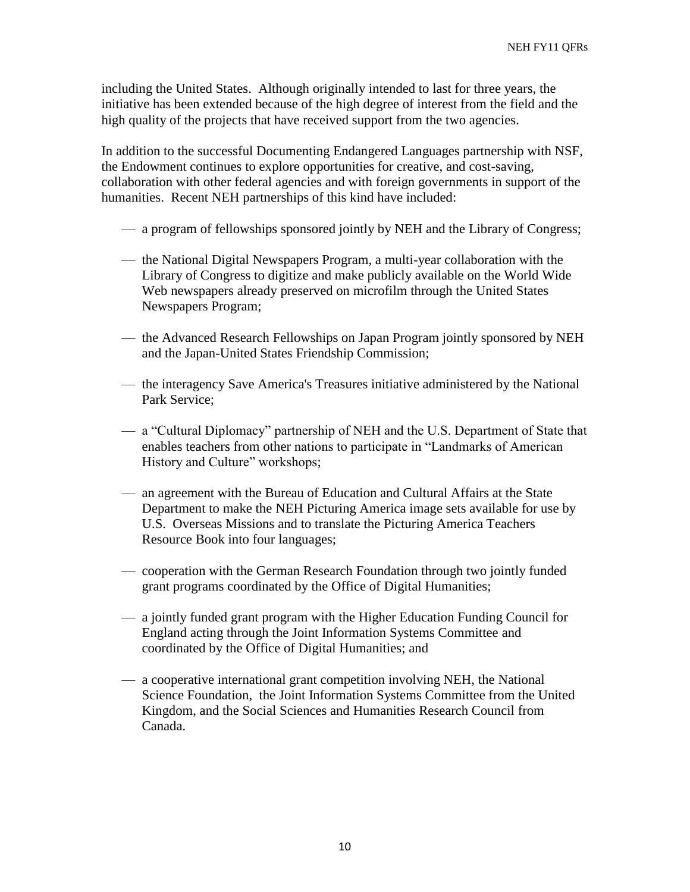including the United States. Although originally intended to last for three years, the initiative has been extended because of the high degree of interest from the field and the high quality of the projects that have received support from the two agencies.

In addition to the successful Documenting Endangered Languages partnership with NSF, the Endowment continues to explore opportunities for creative, and cost-saving, collaboration with other federal agencies and with foreign governments in support of the humanities. Recent NEH partnerships of this kind have included:

- a program of fellowships sponsored jointly by NEH and the Library of Congress;
- the National Digital Newspapers Program, a multi-year collaboration with the Library of Congress to digitize and make publicly available on the World Wide Web newspapers already preserved on microfilm through the United States Newspapers Program;
- the Advanced Research Fellowships on Japan Program jointly sponsored by NEH and the Japan-United States Friendship Commission;
- the interagency Save America's Treasures initiative administered by the National Park Service;
- a "Cultural Diplomacy" partnership of NEH and the U.S. Department of State that enables teachers from other nations to participate in "Landmarks of American History and Culture" workshops;
- an agreement with the Bureau of Education and Cultural Affairs at the State Department to make the NEH Picturing America image sets available for use by U.S. Overseas Missions and to translate the Picturing America Teachers Resource Book into four languages;
- cooperation with the German Research Foundation through two jointly funded grant programs coordinated by the Office of Digital Humanities;
- a jointly funded grant program with the Higher Education Funding Council for England acting through the Joint Information Systems Committee and coordinated by the Office of Digital Humanities; and
- a cooperative international grant competition involving NEH, the National Science Foundation, the Joint Information Systems Committee from the United Kingdom, and the Social Sciences and Humanities Research Council from Canada.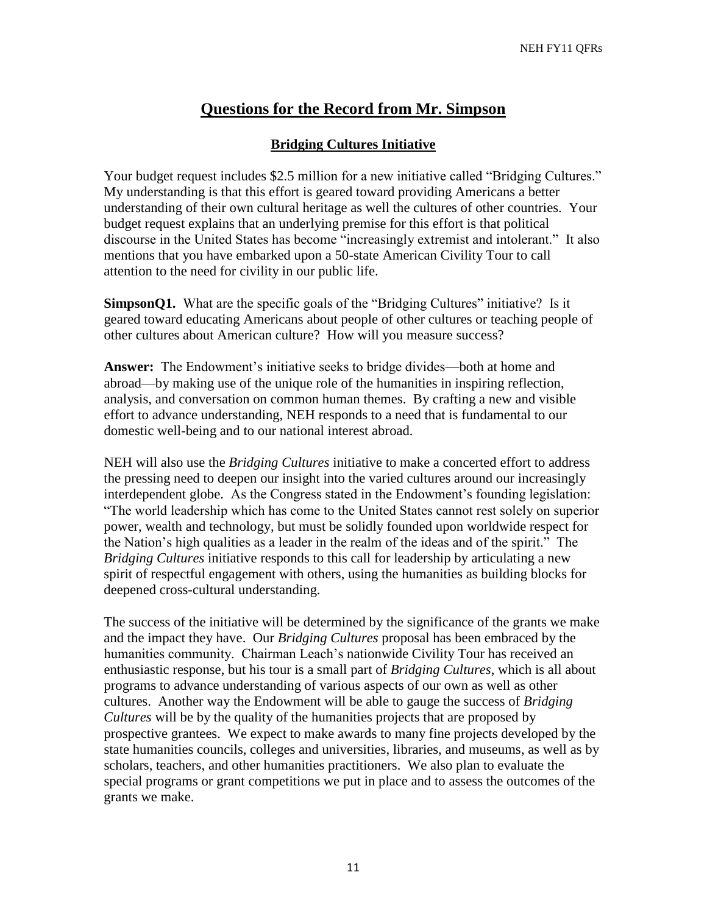## Questions for the Record from Mr. Simpson

### Bridging Cultures Initiative

Your budget request includes $2.5 million for a new initiative called "Bridging Cultures." My understanding is that this effort is geared toward providing Americans a better understanding of their own cultural heritage as well the cultures of other countries. Your budget request explains that an underlying premise for this effort is that political discourse in the United States has become "increasingly extremist and intolerant." It also mentions that you have embarked upon a 50-state American Civility Tour to call attention to the need for civility in our public life.

**SimpsonQ1.** What are the specific goals of the "Bridging Cultures" initiative? Is it geared toward educating Americans about people of other cultures or teaching people of other cultures about American culture? How will you measure success?

**Answer:** The Endowment's initiative seeks to bridge divides—both at home and abroad—by making use of the unique role of the humanities in inspiring reflection, analysis, and conversation on common human themes. By crafting a new and visible effort to advance understanding, NEH responds to a need that is fundamental to our domestic well-being and to our national interest abroad.

NEH will also use the *Bridging Cultures* initiative to make a concerted effort to address the pressing need to deepen our insight into the varied cultures around our increasingly interdependent globe. As the Congress stated in the Endowment's founding legislation: "The world leadership which has come to the United States cannot rest solely on superior power, wealth and technology, but must be solidly founded upon worldwide respect for the Nation's high qualities as a leader in the realm of the ideas and of the spirit." The *Bridging Cultures* initiative responds to this call for leadership by articulating a new spirit of respectful engagement with others, using the humanities as building blocks for deepened cross-cultural understanding.

The success of the initiative will be determined by the significance of the grants we make and the impact they have. Our *Bridging Cultures* proposal has been embraced by the humanities community. Chairman Leach's nationwide Civility Tour has received an enthusiastic response, but his tour is a small part of *Bridging Cultures*, which is all about programs to advance understanding of various aspects of our own as well as other cultures. Another way the Endowment will be able to gauge the success of *Bridging Cultures* will be by the quality of the humanities projects that are proposed by prospective grantees. We expect to make awards to many fine projects developed by the state humanities councils, colleges and universities, libraries, and museums, as well as by scholars, teachers, and other humanities practitioners. We also plan to evaluate the special programs or grant competitions we put in place and to assess the outcomes of the grants we make.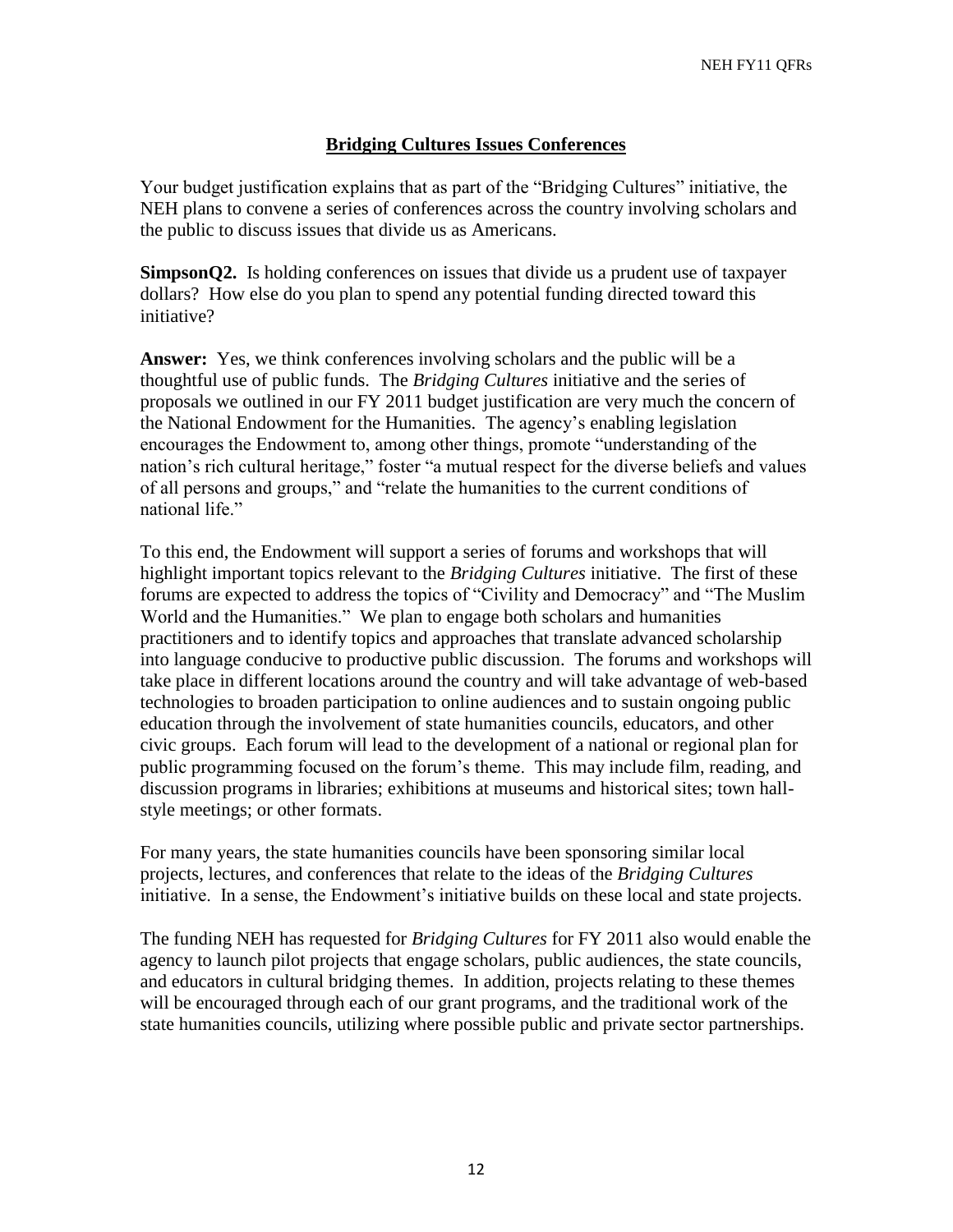## Bridging Cultures Issues Conferences

Your budget justification explains that as part of the "Bridging Cultures" initiative, the NEH plans to convene a series of conferences across the country involving scholars and the public to discuss issues that divide us as Americans.

**SimpsonQ2.** Is holding conferences on issues that divide us a prudent use of taxpayer dollars? How else do you plan to spend any potential funding directed toward this initiative?

**Answer:** Yes, we think conferences involving scholars and the public will be a thoughtful use of public funds. The *Bridging Cultures* initiative and the series of proposals we outlined in our FY 2011 budget justification are very much the concern of the National Endowment for the Humanities. The agency's enabling legislation encourages the Endowment to, among other things, promote "understanding of the nation's rich cultural heritage," foster "a mutual respect for the diverse beliefs and values of all persons and groups," and "relate the humanities to the current conditions of national life."

To this end, the Endowment will support a series of forums and workshops that will highlight important topics relevant to the *Bridging Cultures* initiative. The first of these forums are expected to address the topics of "Civility and Democracy" and "The Muslim World and the Humanities." We plan to engage both scholars and humanities practitioners and to identify topics and approaches that translate advanced scholarship into language conducive to productive public discussion. The forums and workshops will take place in different locations around the country and will take advantage of web-based technologies to broaden participation to online audiences and to sustain ongoing public education through the involvement of state humanities councils, educators, and other civic groups. Each forum will lead to the development of a national or regional plan for public programming focused on the forum's theme. This may include film, reading, and discussion programs in libraries; exhibitions at museums and historical sites; town hall-style meetings; or other formats.

For many years, the state humanities councils have been sponsoring similar local projects, lectures, and conferences that relate to the ideas of the *Bridging Cultures* initiative. In a sense, the Endowment's initiative builds on these local and state projects.

The funding NEH has requested for *Bridging Cultures* for FY 2011 also would enable the agency to launch pilot projects that engage scholars, public audiences, the state councils, and educators in cultural bridging themes. In addition, projects relating to these themes will be encouraged through each of our grant programs, and the traditional work of the state humanities councils, utilizing where possible public and private sector partnerships.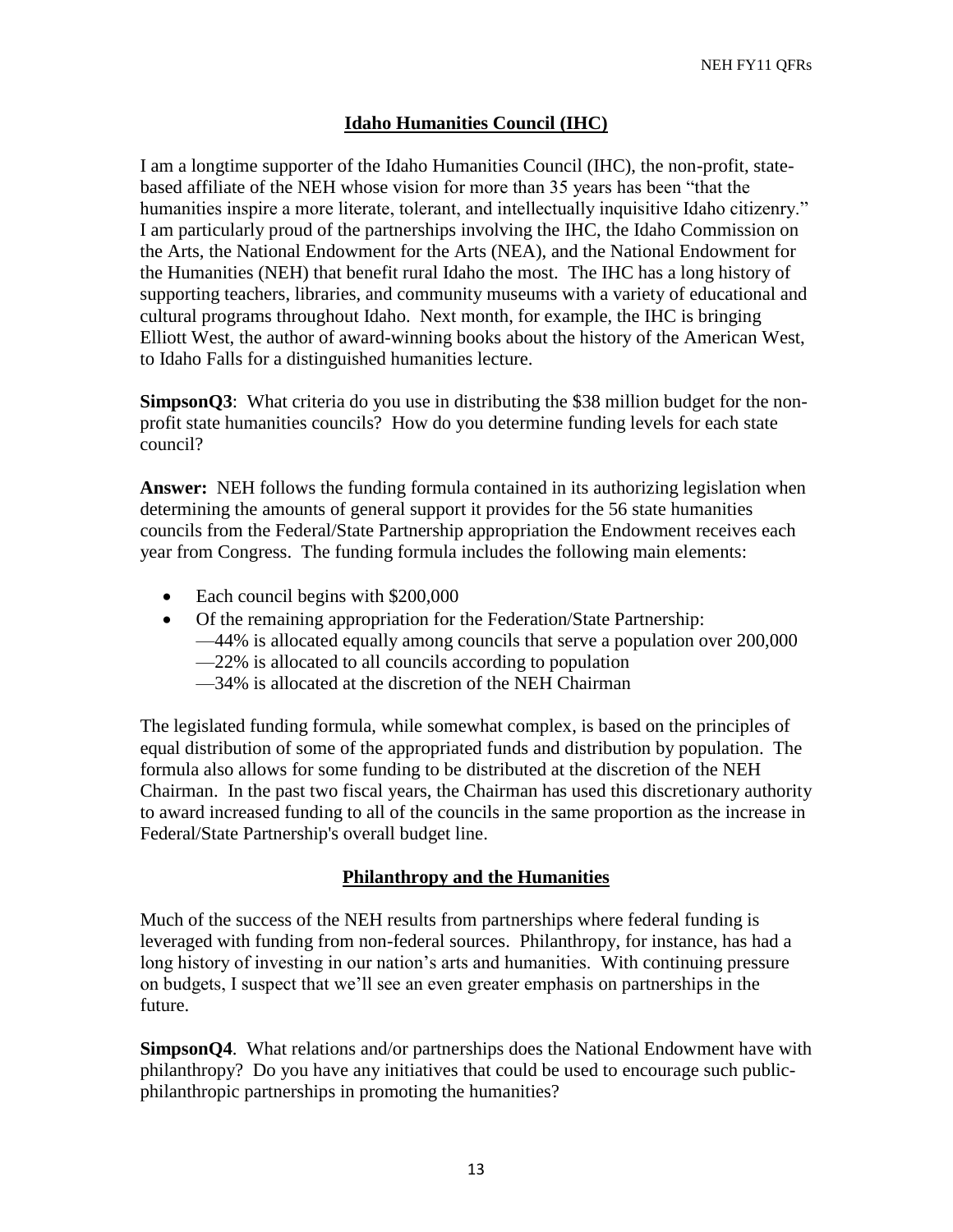## Idaho Humanities Council (IHC)

I am a longtime supporter of the Idaho Humanities Council (IHC), the non-profit, state-based affiliate of the NEH whose vision for more than 35 years has been "that the humanities inspire a more literate, tolerant, and intellectually inquisitive Idaho citizenry." I am particularly proud of the partnerships involving the IHC, the Idaho Commission on the Arts, the National Endowment for the Arts (NEA), and the National Endowment for the Humanities (NEH) that benefit rural Idaho the most. The IHC has a long history of supporting teachers, libraries, and community museums with a variety of educational and cultural programs throughout Idaho. Next month, for example, the IHC is bringing Elliott West, the author of award-winning books about the history of the American West, to Idaho Falls for a distinguished humanities lecture.

**SimpsonQ3**: What criteria do you use in distributing the $38 million budget for the non-profit state humanities councils? How do you determine funding levels for each state council?

**Answer:** NEH follows the funding formula contained in its authorizing legislation when determining the amounts of general support it provides for the 56 state humanities councils from the Federal/State Partnership appropriation the Endowment receives each year from Congress. The funding formula includes the following main elements:

- Each council begins with $200,000
- Of the remaining appropriation for the Federation/State Partnership:
  —44% is allocated equally among councils that serve a population over 200,000
  —22% is allocated to all councils according to population
  —34% is allocated at the discretion of the NEH Chairman

The legislated funding formula, while somewhat complex, is based on the principles of equal distribution of some of the appropriated funds and distribution by population. The formula also allows for some funding to be distributed at the discretion of the NEH Chairman. In the past two fiscal years, the Chairman has used this discretionary authority to award increased funding to all of the councils in the same proportion as the increase in Federal/State Partnership's overall budget line.

## Philanthropy and the Humanities

Much of the success of the NEH results from partnerships where federal funding is leveraged with funding from non-federal sources. Philanthropy, for instance, has had a long history of investing in our nation's arts and humanities. With continuing pressure on budgets, I suspect that we'll see an even greater emphasis on partnerships in the future.

**SimpsonQ4**. What relations and/or partnerships does the National Endowment have with philanthropy? Do you have any initiatives that could be used to encourage such public-philanthropic partnerships in promoting the humanities?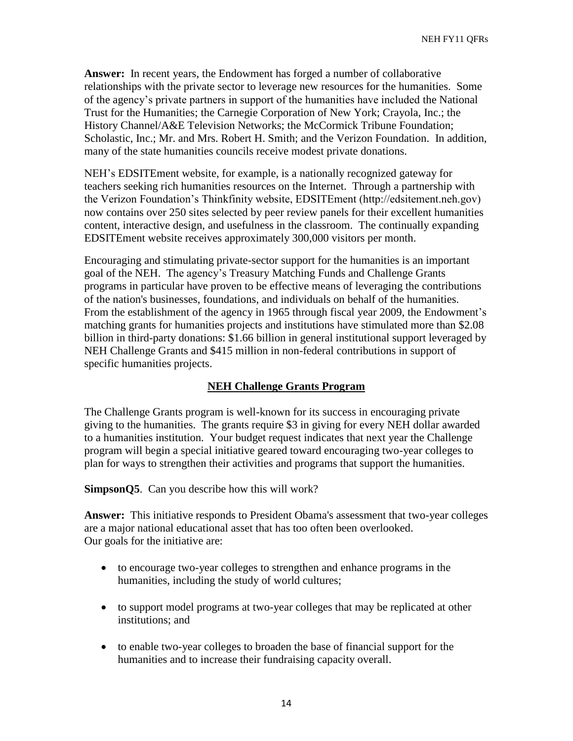**Answer:** In recent years, the Endowment has forged a number of collaborative relationships with the private sector to leverage new resources for the humanities. Some of the agency's private partners in support of the humanities have included the National Trust for the Humanities; the Carnegie Corporation of New York; Crayola, Inc.; the History Channel/A&E Television Networks; the McCormick Tribune Foundation; Scholastic, Inc.; Mr. and Mrs. Robert H. Smith; and the Verizon Foundation. In addition, many of the state humanities councils receive modest private donations.

NEH's EDSITEment website, for example, is a nationally recognized gateway for teachers seeking rich humanities resources on the Internet. Through a partnership with the Verizon Foundation's Thinkfinity website, EDSITEment (http://edsitement.neh.gov) now contains over 250 sites selected by peer review panels for their excellent humanities content, interactive design, and usefulness in the classroom. The continually expanding EDSITEment website receives approximately 300,000 visitors per month.

Encouraging and stimulating private-sector support for the humanities is an important goal of the NEH. The agency's Treasury Matching Funds and Challenge Grants programs in particular have proven to be effective means of leveraging the contributions of the nation's businesses, foundations, and individuals on behalf of the humanities. From the establishment of the agency in 1965 through fiscal year 2009, the Endowment's matching grants for humanities projects and institutions have stimulated more than $2.08 billion in third-party donations: $1.66 billion in general institutional support leveraged by NEH Challenge Grants and $415 million in non-federal contributions in support of specific humanities projects.

## NEH Challenge Grants Program

The Challenge Grants program is well-known for its success in encouraging private giving to the humanities. The grants require $3 in giving for every NEH dollar awarded to a humanities institution. Your budget request indicates that next year the Challenge program will begin a special initiative geared toward encouraging two-year colleges to plan for ways to strengthen their activities and programs that support the humanities.

**SimpsonQ5**. Can you describe how this will work?

**Answer:** This initiative responds to President Obama's assessment that two-year colleges are a major national educational asset that has too often been overlooked.
Our goals for the initiative are:

- to encourage two-year colleges to strengthen and enhance programs in the humanities, including the study of world cultures;
- to support model programs at two-year colleges that may be replicated at other institutions; and
- to enable two-year colleges to broaden the base of financial support for the humanities and to increase their fundraising capacity overall.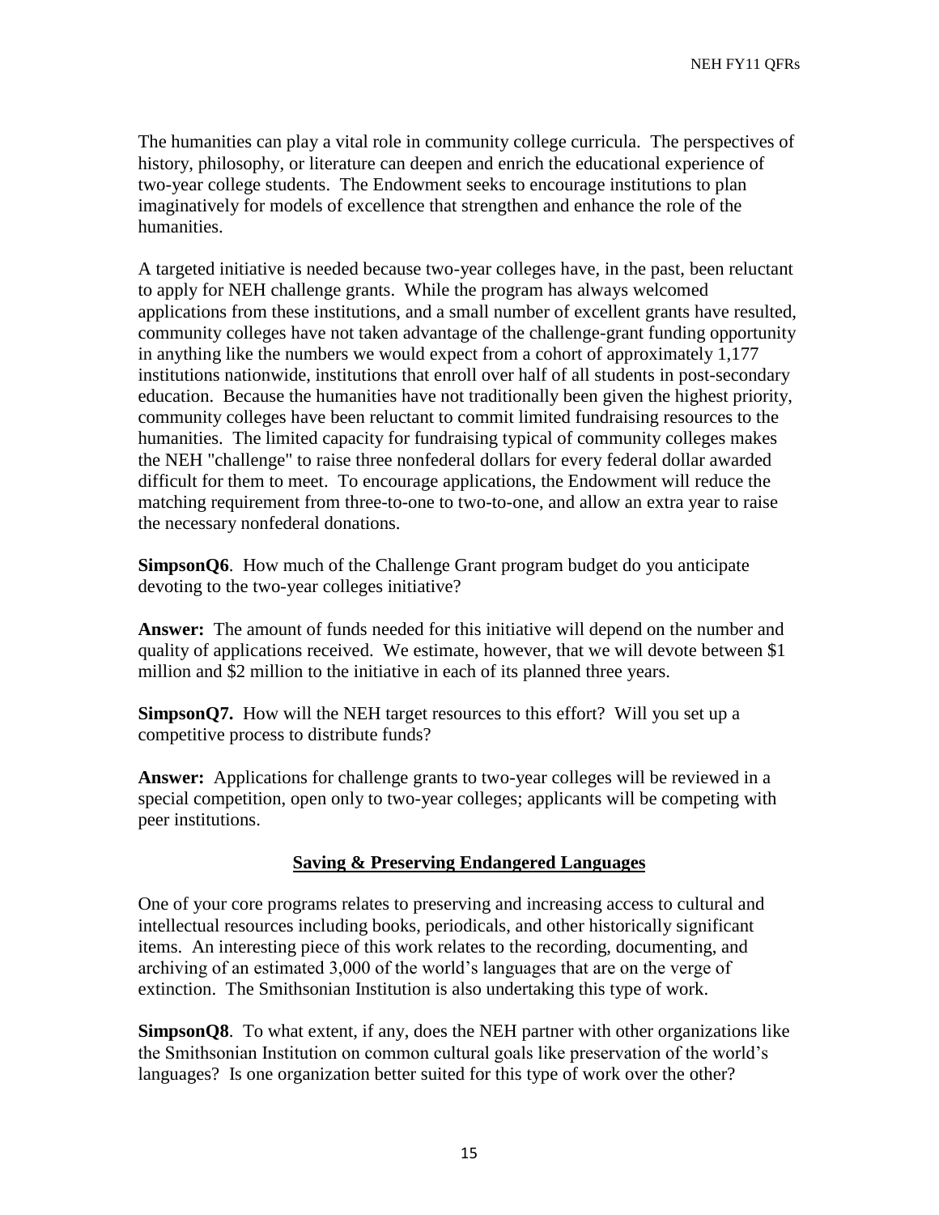The humanities can play a vital role in community college curricula. The perspectives of history, philosophy, or literature can deepen and enrich the educational experience of two-year college students. The Endowment seeks to encourage institutions to plan imaginatively for models of excellence that strengthen and enhance the role of the humanities.

A targeted initiative is needed because two-year colleges have, in the past, been reluctant to apply for NEH challenge grants. While the program has always welcomed applications from these institutions, and a small number of excellent grants have resulted, community colleges have not taken advantage of the challenge-grant funding opportunity in anything like the numbers we would expect from a cohort of approximately 1,177 institutions nationwide, institutions that enroll over half of all students in post-secondary education. Because the humanities have not traditionally been given the highest priority, community colleges have been reluctant to commit limited fundraising resources to the humanities. The limited capacity for fundraising typical of community colleges makes the NEH "challenge" to raise three nonfederal dollars for every federal dollar awarded difficult for them to meet. To encourage applications, the Endowment will reduce the matching requirement from three-to-one to two-to-one, and allow an extra year to raise the necessary nonfederal donations.

**SimpsonQ6**. How much of the Challenge Grant program budget do you anticipate devoting to the two-year colleges initiative?

**Answer:** The amount of funds needed for this initiative will depend on the number and quality of applications received. We estimate, however, that we will devote between $1 million and $2 million to the initiative in each of its planned three years.

**SimpsonQ7.** How will the NEH target resources to this effort? Will you set up a competitive process to distribute funds?

**Answer:** Applications for challenge grants to two-year colleges will be reviewed in a special competition, open only to two-year colleges; applicants will be competing with peer institutions.

## <u>Saving & Preserving Endangered Languages</u>

One of your core programs relates to preserving and increasing access to cultural and intellectual resources including books, periodicals, and other historically significant items. An interesting piece of this work relates to the recording, documenting, and archiving of an estimated 3,000 of the world's languages that are on the verge of extinction. The Smithsonian Institution is also undertaking this type of work.

**SimpsonQ8**. To what extent, if any, does the NEH partner with other organizations like the Smithsonian Institution on common cultural goals like preservation of the world's languages? Is one organization better suited for this type of work over the other?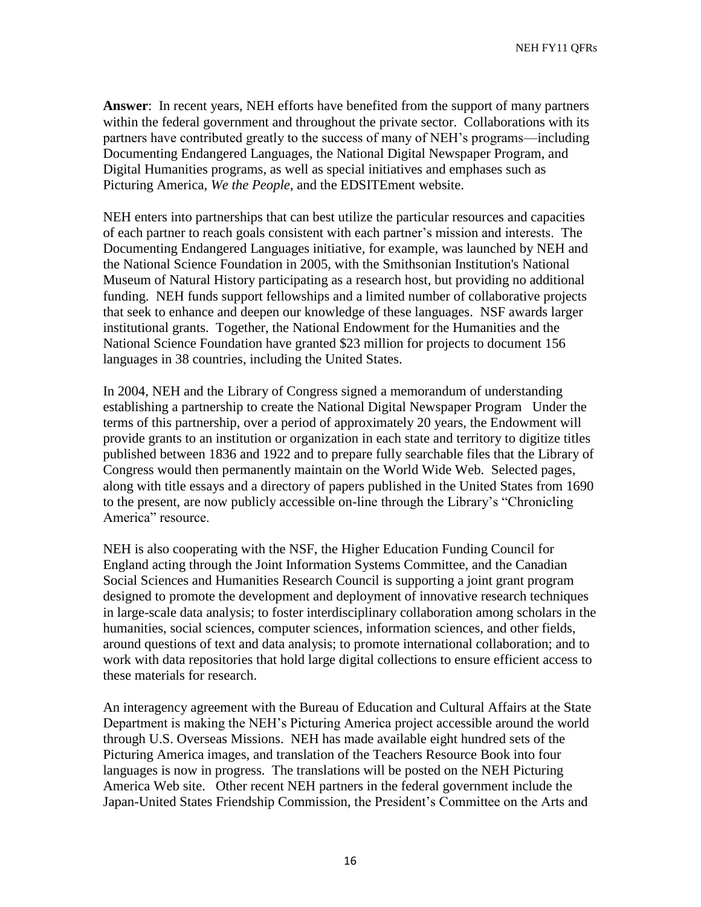**Answer**: In recent years, NEH efforts have benefited from the support of many partners within the federal government and throughout the private sector. Collaborations with its partners have contributed greatly to the success of many of NEH's programs—including Documenting Endangered Languages, the National Digital Newspaper Program, and Digital Humanities programs, as well as special initiatives and emphases such as Picturing America, *We the People*, and the EDSITEment website.

NEH enters into partnerships that can best utilize the particular resources and capacities of each partner to reach goals consistent with each partner's mission and interests. The Documenting Endangered Languages initiative, for example, was launched by NEH and the National Science Foundation in 2005, with the Smithsonian Institution's National Museum of Natural History participating as a research host, but providing no additional funding. NEH funds support fellowships and a limited number of collaborative projects that seek to enhance and deepen our knowledge of these languages. NSF awards larger institutional grants. Together, the National Endowment for the Humanities and the National Science Foundation have granted $23 million for projects to document 156 languages in 38 countries, including the United States.

In 2004, NEH and the Library of Congress signed a memorandum of understanding establishing a partnership to create the National Digital Newspaper Program Under the terms of this partnership, over a period of approximately 20 years, the Endowment will provide grants to an institution or organization in each state and territory to digitize titles published between 1836 and 1922 and to prepare fully searchable files that the Library of Congress would then permanently maintain on the World Wide Web. Selected pages, along with title essays and a directory of papers published in the United States from 1690 to the present, are now publicly accessible on-line through the Library's "Chronicling America" resource.

NEH is also cooperating with the NSF, the Higher Education Funding Council for England acting through the Joint Information Systems Committee, and the Canadian Social Sciences and Humanities Research Council is supporting a joint grant program designed to promote the development and deployment of innovative research techniques in large-scale data analysis; to foster interdisciplinary collaboration among scholars in the humanities, social sciences, computer sciences, information sciences, and other fields, around questions of text and data analysis; to promote international collaboration; and to work with data repositories that hold large digital collections to ensure efficient access to these materials for research.

An interagency agreement with the Bureau of Education and Cultural Affairs at the State Department is making the NEH's Picturing America project accessible around the world through U.S. Overseas Missions. NEH has made available eight hundred sets of the Picturing America images, and translation of the Teachers Resource Book into four languages is now in progress. The translations will be posted on the NEH Picturing America Web site. Other recent NEH partners in the federal government include the Japan-United States Friendship Commission, the President's Committee on the Arts and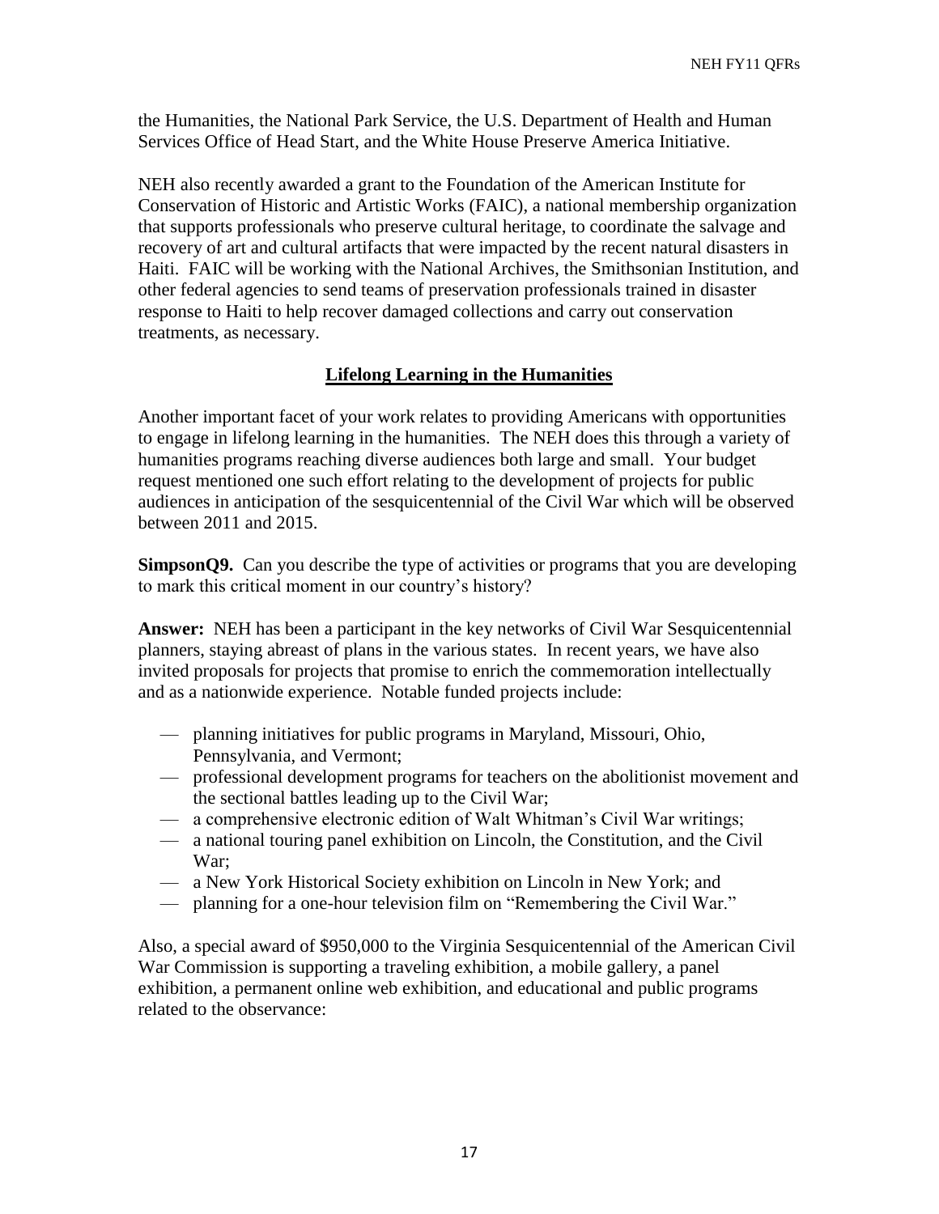the Humanities, the National Park Service, the U.S. Department of Health and Human Services Office of Head Start, and the White House Preserve America Initiative.

NEH also recently awarded a grant to the Foundation of the American Institute for Conservation of Historic and Artistic Works (FAIC), a national membership organization that supports professionals who preserve cultural heritage, to coordinate the salvage and recovery of art and cultural artifacts that were impacted by the recent natural disasters in Haiti. FAIC will be working with the National Archives, the Smithsonian Institution, and other federal agencies to send teams of preservation professionals trained in disaster response to Haiti to help recover damaged collections and carry out conservation treatments, as necessary.

## Lifelong Learning in the Humanities

Another important facet of your work relates to providing Americans with opportunities to engage in lifelong learning in the humanities. The NEH does this through a variety of humanities programs reaching diverse audiences both large and small. Your budget request mentioned one such effort relating to the development of projects for public audiences in anticipation of the sesquicentennial of the Civil War which will be observed between 2011 and 2015.

**SimpsonQ9.** Can you describe the type of activities or programs that you are developing to mark this critical moment in our country's history?

**Answer:** NEH has been a participant in the key networks of Civil War Sesquicentennial planners, staying abreast of plans in the various states. In recent years, we have also invited proposals for projects that promise to enrich the commemoration intellectually and as a nationwide experience. Notable funded projects include:

- planning initiatives for public programs in Maryland, Missouri, Ohio, Pennsylvania, and Vermont;
- professional development programs for teachers on the abolitionist movement and the sectional battles leading up to the Civil War;
- a comprehensive electronic edition of Walt Whitman's Civil War writings;
- a national touring panel exhibition on Lincoln, the Constitution, and the Civil War;
- a New York Historical Society exhibition on Lincoln in New York; and
- planning for a one-hour television film on "Remembering the Civil War."

Also, a special award of $950,000 to the Virginia Sesquicentennial of the American Civil War Commission is supporting a traveling exhibition, a mobile gallery, a panel exhibition, a permanent online web exhibition, and educational and public programs related to the observance: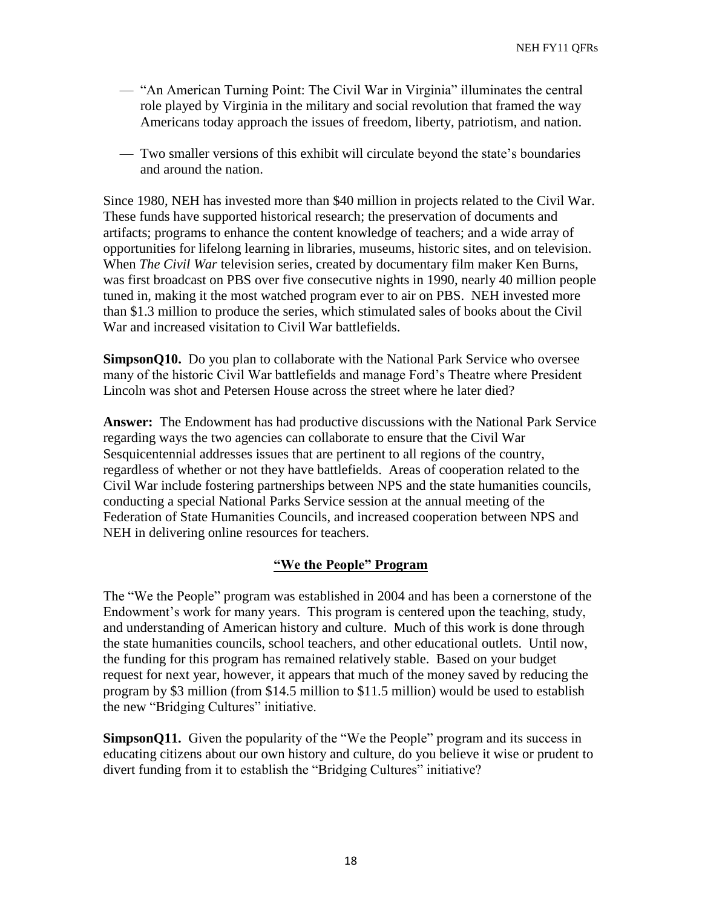- "An American Turning Point: The Civil War in Virginia" illuminates the central role played by Virginia in the military and social revolution that framed the way Americans today approach the issues of freedom, liberty, patriotism, and nation.

- Two smaller versions of this exhibit will circulate beyond the state's boundaries and around the nation.

Since 1980, NEH has invested more than $40 million in projects related to the Civil War. These funds have supported historical research; the preservation of documents and artifacts; programs to enhance the content knowledge of teachers; and a wide array of opportunities for lifelong learning in libraries, museums, historic sites, and on television. When *The Civil War* television series, created by documentary film maker Ken Burns, was first broadcast on PBS over five consecutive nights in 1990, nearly 40 million people tuned in, making it the most watched program ever to air on PBS. NEH invested more than $1.3 million to produce the series, which stimulated sales of books about the Civil War and increased visitation to Civil War battlefields.

**SimpsonQ10.** Do you plan to collaborate with the National Park Service who oversee many of the historic Civil War battlefields and manage Ford's Theatre where President Lincoln was shot and Petersen House across the street where he later died?

**Answer:** The Endowment has had productive discussions with the National Park Service regarding ways the two agencies can collaborate to ensure that the Civil War Sesquicentennial addresses issues that are pertinent to all regions of the country, regardless of whether or not they have battlefields. Areas of cooperation related to the Civil War include fostering partnerships between NPS and the state humanities councils, conducting a special National Parks Service session at the annual meeting of the Federation of State Humanities Councils, and increased cooperation between NPS and NEH in delivering online resources for teachers.

## "We the People" Program

The "We the People" program was established in 2004 and has been a cornerstone of the Endowment's work for many years. This program is centered upon the teaching, study, and understanding of American history and culture. Much of this work is done through the state humanities councils, school teachers, and other educational outlets. Until now, the funding for this program has remained relatively stable. Based on your budget request for next year, however, it appears that much of the money saved by reducing the program by $3 million (from $14.5 million to $11.5 million) would be used to establish the new "Bridging Cultures" initiative.

**SimpsonQ11.** Given the popularity of the "We the People" program and its success in educating citizens about our own history and culture, do you believe it wise or prudent to divert funding from it to establish the "Bridging Cultures" initiative?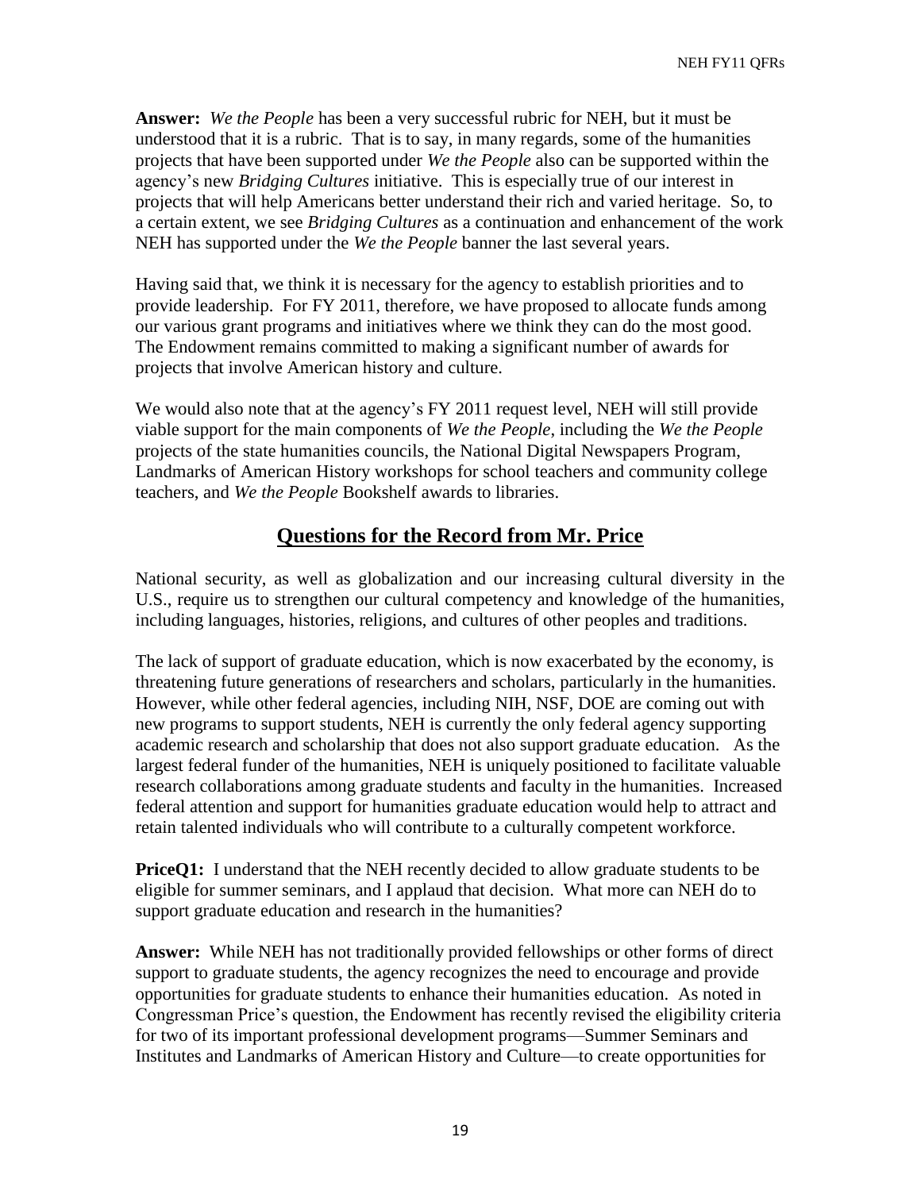**Answer:** *We the People* has been a very successful rubric for NEH, but it must be understood that it is a rubric. That is to say, in many regards, some of the humanities projects that have been supported under *We the People* also can be supported within the agency's new *Bridging Cultures* initiative. This is especially true of our interest in projects that will help Americans better understand their rich and varied heritage. So, to a certain extent, we see *Bridging Cultures* as a continuation and enhancement of the work NEH has supported under the *We the People* banner the last several years.

Having said that, we think it is necessary for the agency to establish priorities and to provide leadership. For FY 2011, therefore, we have proposed to allocate funds among our various grant programs and initiatives where we think they can do the most good. The Endowment remains committed to making a significant number of awards for projects that involve American history and culture.

We would also note that at the agency's FY 2011 request level, NEH will still provide viable support for the main components of *We the People*, including the *We the People* projects of the state humanities councils, the National Digital Newspapers Program, Landmarks of American History workshops for school teachers and community college teachers, and *We the People* Bookshelf awards to libraries.

## Questions for the Record from Mr. Price

National security, as well as globalization and our increasing cultural diversity in the U.S., require us to strengthen our cultural competency and knowledge of the humanities, including languages, histories, religions, and cultures of other peoples and traditions.

The lack of support of graduate education, which is now exacerbated by the economy, is threatening future generations of researchers and scholars, particularly in the humanities. However, while other federal agencies, including NIH, NSF, DOE are coming out with new programs to support students, NEH is currently the only federal agency supporting academic research and scholarship that does not also support graduate education. As the largest federal funder of the humanities, NEH is uniquely positioned to facilitate valuable research collaborations among graduate students and faculty in the humanities. Increased federal attention and support for humanities graduate education would help to attract and retain talented individuals who will contribute to a culturally competent workforce.

**PriceQ1:** I understand that the NEH recently decided to allow graduate students to be eligible for summer seminars, and I applaud that decision. What more can NEH do to support graduate education and research in the humanities?

**Answer:** While NEH has not traditionally provided fellowships or other forms of direct support to graduate students, the agency recognizes the need to encourage and provide opportunities for graduate students to enhance their humanities education. As noted in Congressman Price's question, the Endowment has recently revised the eligibility criteria for two of its important professional development programs—Summer Seminars and Institutes and Landmarks of American History and Culture—to create opportunities for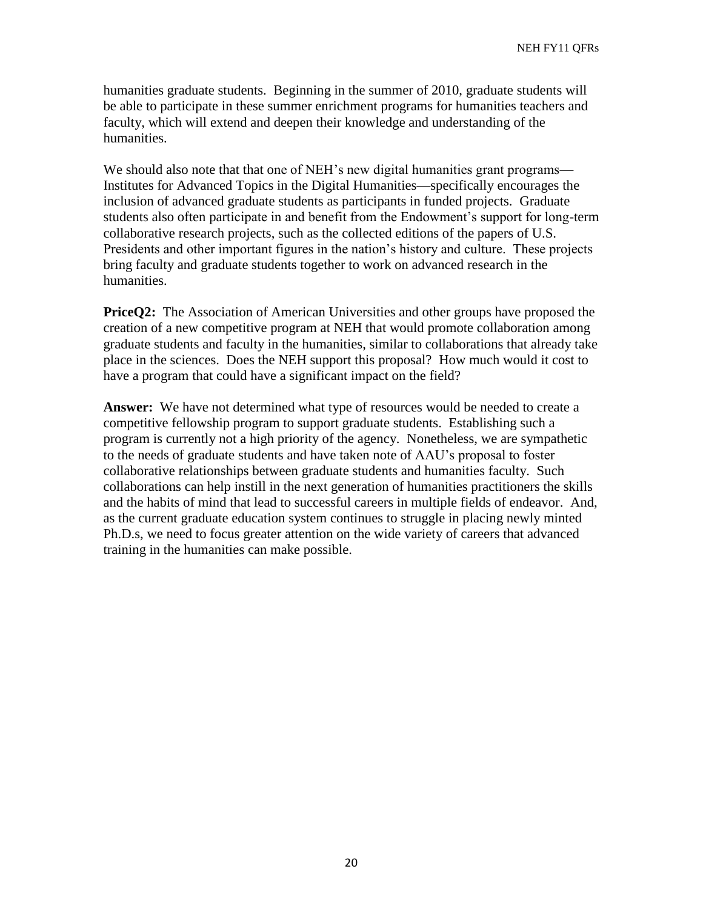humanities graduate students. Beginning in the summer of 2010, graduate students will be able to participate in these summer enrichment programs for humanities teachers and faculty, which will extend and deepen their knowledge and understanding of the humanities.

We should also note that that one of NEH's new digital humanities grant programs—Institutes for Advanced Topics in the Digital Humanities—specifically encourages the inclusion of advanced graduate students as participants in funded projects. Graduate students also often participate in and benefit from the Endowment's support for long-term collaborative research projects, such as the collected editions of the papers of U.S. Presidents and other important figures in the nation's history and culture. These projects bring faculty and graduate students together to work on advanced research in the humanities.

**PriceQ2:** The Association of American Universities and other groups have proposed the creation of a new competitive program at NEH that would promote collaboration among graduate students and faculty in the humanities, similar to collaborations that already take place in the sciences. Does the NEH support this proposal? How much would it cost to have a program that could have a significant impact on the field?

**Answer:** We have not determined what type of resources would be needed to create a competitive fellowship program to support graduate students. Establishing such a program is currently not a high priority of the agency. Nonetheless, we are sympathetic to the needs of graduate students and have taken note of AAU's proposal to foster collaborative relationships between graduate students and humanities faculty. Such collaborations can help instill in the next generation of humanities practitioners the skills and the habits of mind that lead to successful careers in multiple fields of endeavor. And, as the current graduate education system continues to struggle in placing newly minted Ph.D.s, we need to focus greater attention on the wide variety of careers that advanced training in the humanities can make possible.